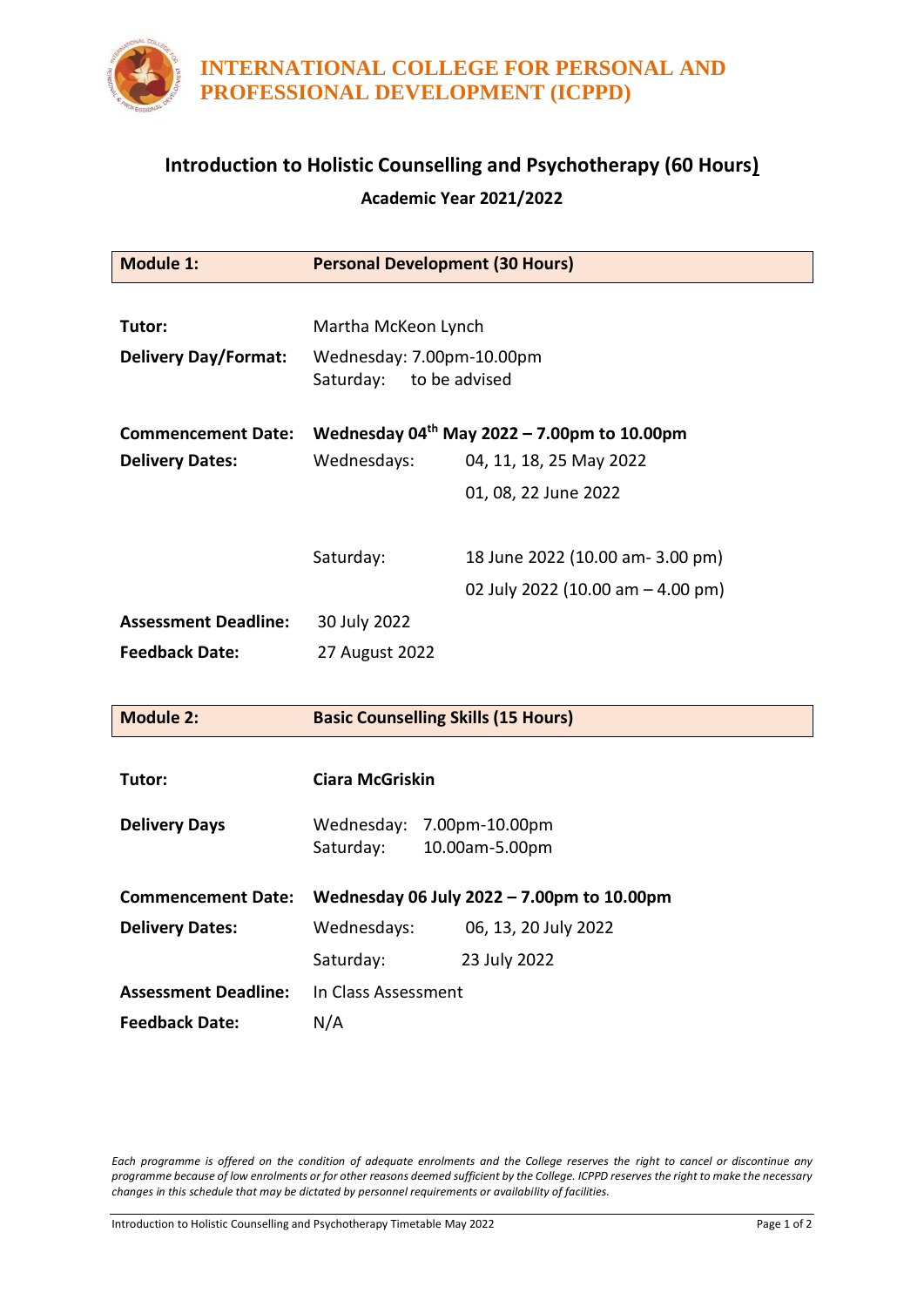# INTERNATIONAL COLLEGE FOR PERSONAL AND PROFESSIONAL DEVELOPMENT (ICPPD)

## Introduction to Holistic Counselling and Psychotherapy (60 Hours)

### Academic Year 2021/2022

| **Module 1:** | **Personal Development (30 Hours)** | |
|---|---|---|
| **Tutor:** | Martha McKeon Lynch | |
| **Delivery Day/Format:** | Wednesday: 7.00pm-10.00pm<br>Saturday: to be advised | |
| **Commencement Date:** | **Wednesday 04th May 2022 – 7.00pm to 10.00pm** | |
| **Delivery Dates:** | Wednesdays: | 04, 11, 18, 25 May 2022<br>01, 08, 22 June 2022 |
| | Saturday: | 18 June 2022 (10.00 am- 3.00 pm)<br>02 July 2022 (10.00 am – 4.00 pm) |
| **Assessment Deadline:** | 30 July 2022 | |
| **Feedback Date:** | 27 August 2022 | |

| **Module 2:** | **Basic Counselling Skills (15 Hours)** | |
|---|---|---|
| **Tutor:** | **Ciara McGriskin** | |
| **Delivery Days** | Wednesday: 7.00pm-10.00pm<br>Saturday: 10.00am-5.00pm | |
| **Commencement Date:** | **Wednesday 06 July 2022 – 7.00pm to 10.00pm** | |
| **Delivery Dates:** | Wednesdays: | 06, 13, 20 July 2022 |
| | Saturday: | 23 July 2022 |
| **Assessment Deadline:** | In Class Assessment | |
| **Feedback Date:** | N/A | |

*Each programme is offered on the condition of adequate enrolments and the College reserves the right to cancel or discontinue any programme because of low enrolments or for other reasons deemed sufficient by the College. ICPPD reserves the right to make the necessary changes in this schedule that may be dictated by personnel requirements or availability of facilities.*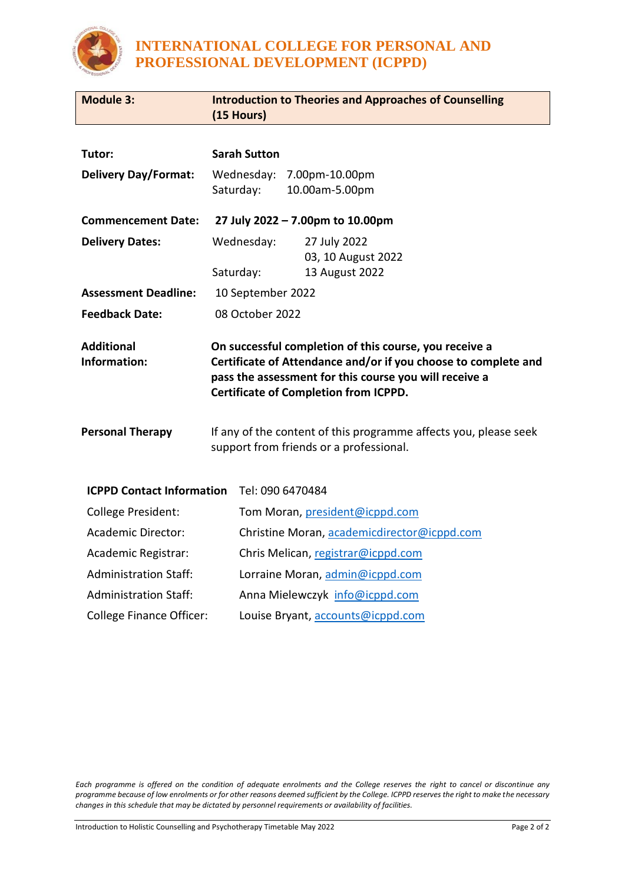# INTERNATIONAL COLLEGE FOR PERSONAL AND PROFESSIONAL DEVELOPMENT (ICPPD)

| **Module 3:** | **Introduction to Theories and Approaches of Counselling (15 Hours)** |
|---|---|

| | | |
|---|---|---|
| **Tutor:** | **Sarah Sutton** | |
| **Delivery Day/Format:** | Wednesday: | 7.00pm-10.00pm |
| | Saturday: | 10.00am-5.00pm |
| **Commencement Date:** | **27 July 2022 – 7.00pm to 10.00pm** | |
| **Delivery Dates:** | Wednesday: | 27 July 2022<br>03, 10 August 2022 |
| | Saturday: | 13 August 2022 |
| **Assessment Deadline:** | 10 September 2022 | |
| **Feedback Date:** | 08 October 2022 | |
| **Additional Information:** | **On successful completion of this course, you receive a Certificate of Attendance and/or if you choose to complete and pass the assessment for this course you will receive a Certificate of Completion from ICPPD.** | |
| **Personal Therapy** | If any of the content of this programme affects you, please seek support from friends or a professional. | |

| **ICPPD Contact Information** | Tel: 090 6470484 |
|---|---|
| College President: | Tom Moran, president@icppd.com |
| Academic Director: | Christine Moran, academicdirector@icppd.com |
| Academic Registrar: | Chris Melican, registrar@icppd.com |
| Administration Staff: | Lorraine Moran, admin@icppd.com |
| Administration Staff: | Anna Mielewczyk info@icppd.com |
| College Finance Officer: | Louise Bryant, accounts@icppd.com |

*Each programme is offered on the condition of adequate enrolments and the College reserves the right to cancel or discontinue any programme because of low enrolments or for other reasons deemed sufficient by the College. ICPPD reserves the right to make the necessary changes in this schedule that may be dictated by personnel requirements or availability of facilities.*